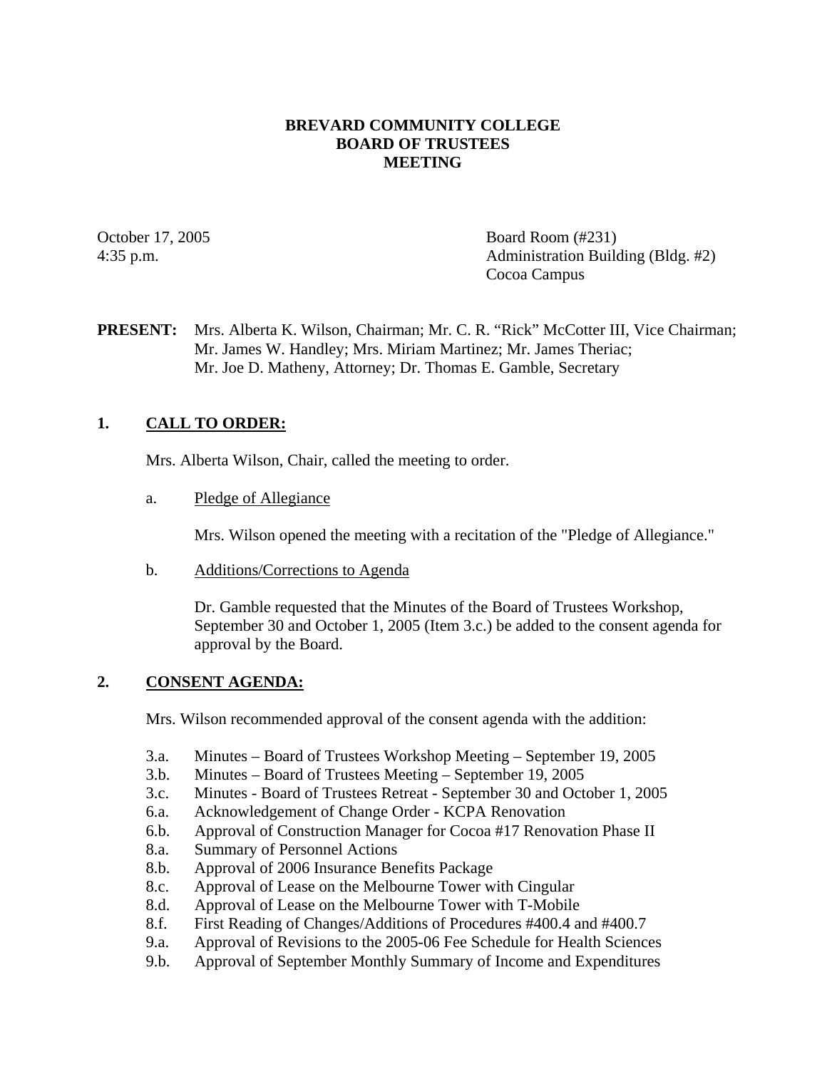**BREVARD COMMUNITY COLLEGE**
**BOARD OF TRUSTEES**
**MEETING**

October 17, 2005
4:35 p.m.

Board Room (#231)
Administration Building (Bldg. #2)
Cocoa Campus

**PRESENT:** Mrs. Alberta K. Wilson, Chairman; Mr. C. R. "Rick" McCotter III, Vice Chairman; Mr. James W. Handley; Mrs. Miriam Martinez; Mr. James Theriac; Mr. Joe D. Matheny, Attorney; Dr. Thomas E. Gamble, Secretary

## 1. CALL TO ORDER:

Mrs. Alberta Wilson, Chair, called the meeting to order.

a. Pledge of Allegiance

Mrs. Wilson opened the meeting with a recitation of the "Pledge of Allegiance."

b. Additions/Corrections to Agenda

Dr. Gamble requested that the Minutes of the Board of Trustees Workshop, September 30 and October 1, 2005 (Item 3.c.) be added to the consent agenda for approval by the Board.

## 2. CONSENT AGENDA:

Mrs. Wilson recommended approval of the consent agenda with the addition:

- 3.a. Minutes – Board of Trustees Workshop Meeting – September 19, 2005
- 3.b. Minutes – Board of Trustees Meeting – September 19, 2005
- 3.c. Minutes - Board of Trustees Retreat - September 30 and October 1, 2005
- 6.a. Acknowledgement of Change Order - KCPA Renovation
- 6.b. Approval of Construction Manager for Cocoa #17 Renovation Phase II
- 8.a. Summary of Personnel Actions
- 8.b. Approval of 2006 Insurance Benefits Package
- 8.c. Approval of Lease on the Melbourne Tower with Cingular
- 8.d. Approval of Lease on the Melbourne Tower with T-Mobile
- 8.f. First Reading of Changes/Additions of Procedures #400.4 and #400.7
- 9.a. Approval of Revisions to the 2005-06 Fee Schedule for Health Sciences
- 9.b. Approval of September Monthly Summary of Income and Expenditures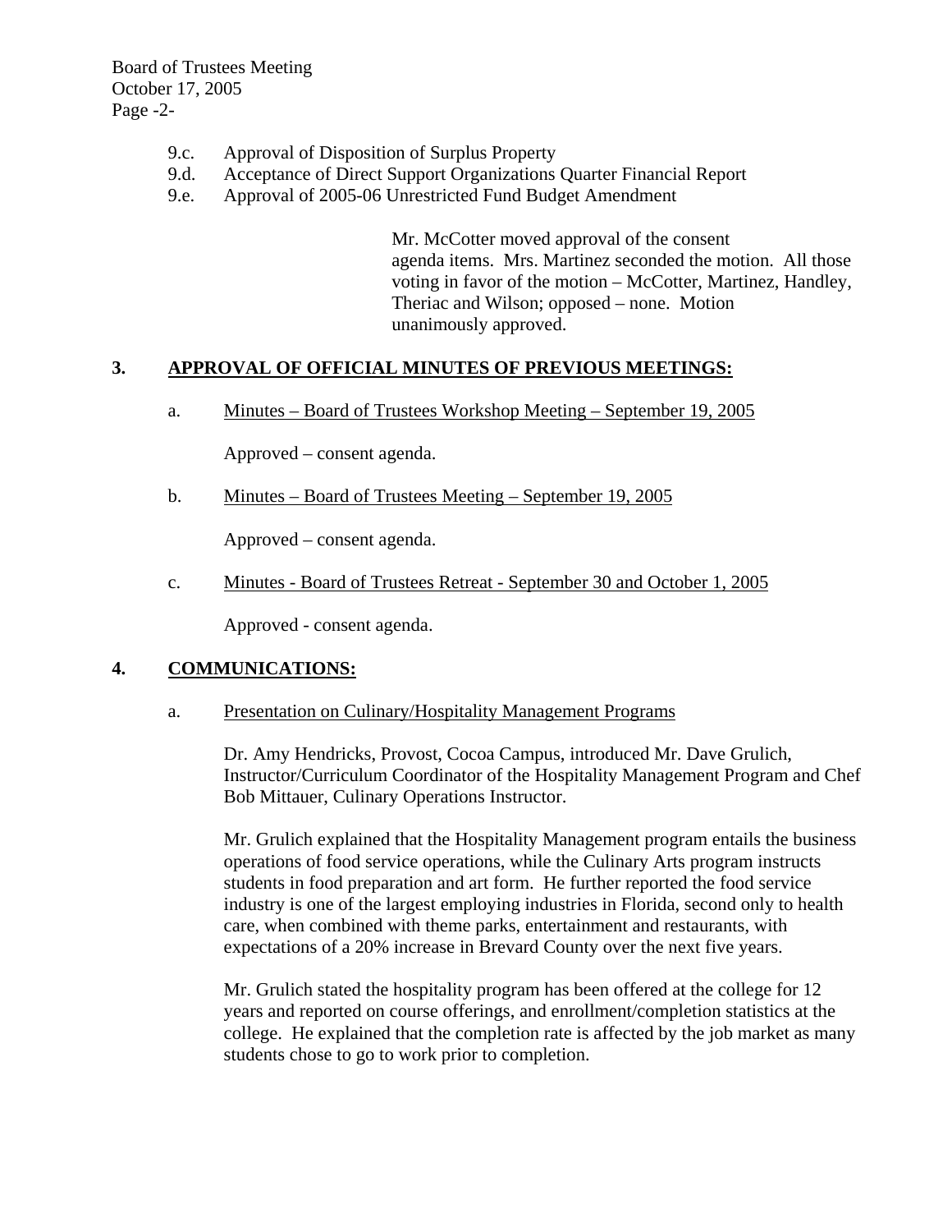9.c. Approval of Disposition of Surplus Property
9.d. Acceptance of Direct Support Organizations Quarter Financial Report
9.e. Approval of 2005-06 Unrestricted Fund Budget Amendment

> Mr. McCotter moved approval of the consent agenda items. Mrs. Martinez seconded the motion. All those voting in favor of the motion – McCotter, Martinez, Handley, Theriac and Wilson; opposed – none. Motion unanimously approved.

## 3. APPROVAL OF OFFICIAL MINUTES OF PREVIOUS MEETINGS:

a. Minutes – Board of Trustees Workshop Meeting – September 19, 2005

Approved – consent agenda.

b. Minutes – Board of Trustees Meeting – September 19, 2005

Approved – consent agenda.

c. Minutes - Board of Trustees Retreat - September 30 and October 1, 2005

Approved - consent agenda.

## 4. COMMUNICATIONS:

a. Presentation on Culinary/Hospitality Management Programs

Dr. Amy Hendricks, Provost, Cocoa Campus, introduced Mr. Dave Grulich, Instructor/Curriculum Coordinator of the Hospitality Management Program and Chef Bob Mittauer, Culinary Operations Instructor.

Mr. Grulich explained that the Hospitality Management program entails the business operations of food service operations, while the Culinary Arts program instructs students in food preparation and art form. He further reported the food service industry is one of the largest employing industries in Florida, second only to health care, when combined with theme parks, entertainment and restaurants, with expectations of a 20% increase in Brevard County over the next five years.

Mr. Grulich stated the hospitality program has been offered at the college for 12 years and reported on course offerings, and enrollment/completion statistics at the college. He explained that the completion rate is affected by the job market as many students chose to go to work prior to completion.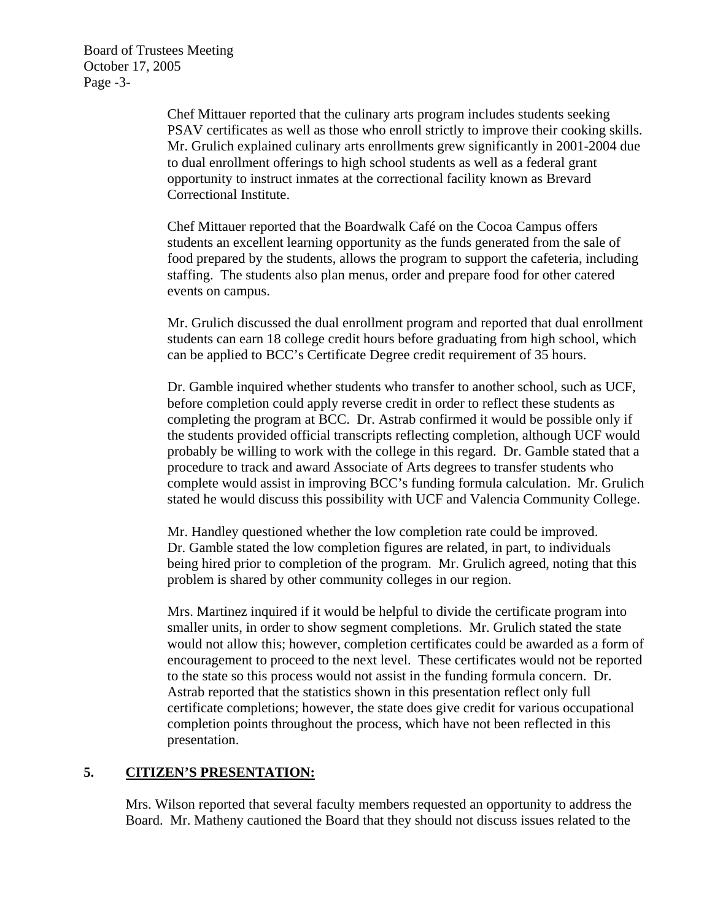Chef Mittauer reported that the culinary arts program includes students seeking PSAV certificates as well as those who enroll strictly to improve their cooking skills. Mr. Grulich explained culinary arts enrollments grew significantly in 2001-2004 due to dual enrollment offerings to high school students as well as a federal grant opportunity to instruct inmates at the correctional facility known as Brevard Correctional Institute.

Chef Mittauer reported that the Boardwalk Café on the Cocoa Campus offers students an excellent learning opportunity as the funds generated from the sale of food prepared by the students, allows the program to support the cafeteria, including staffing. The students also plan menus, order and prepare food for other catered events on campus.

Mr. Grulich discussed the dual enrollment program and reported that dual enrollment students can earn 18 college credit hours before graduating from high school, which can be applied to BCC's Certificate Degree credit requirement of 35 hours.

Dr. Gamble inquired whether students who transfer to another school, such as UCF, before completion could apply reverse credit in order to reflect these students as completing the program at BCC. Dr. Astrab confirmed it would be possible only if the students provided official transcripts reflecting completion, although UCF would probably be willing to work with the college in this regard. Dr. Gamble stated that a procedure to track and award Associate of Arts degrees to transfer students who complete would assist in improving BCC's funding formula calculation. Mr. Grulich stated he would discuss this possibility with UCF and Valencia Community College.

Mr. Handley questioned whether the low completion rate could be improved. Dr. Gamble stated the low completion figures are related, in part, to individuals being hired prior to completion of the program. Mr. Grulich agreed, noting that this problem is shared by other community colleges in our region.

Mrs. Martinez inquired if it would be helpful to divide the certificate program into smaller units, in order to show segment completions. Mr. Grulich stated the state would not allow this; however, completion certificates could be awarded as a form of encouragement to proceed to the next level. These certificates would not be reported to the state so this process would not assist in the funding formula concern. Dr. Astrab reported that the statistics shown in this presentation reflect only full certificate completions; however, the state does give credit for various occupational completion points throughout the process, which have not been reflected in this presentation.

## 5. CITIZEN'S PRESENTATION:

Mrs. Wilson reported that several faculty members requested an opportunity to address the Board. Mr. Matheny cautioned the Board that they should not discuss issues related to the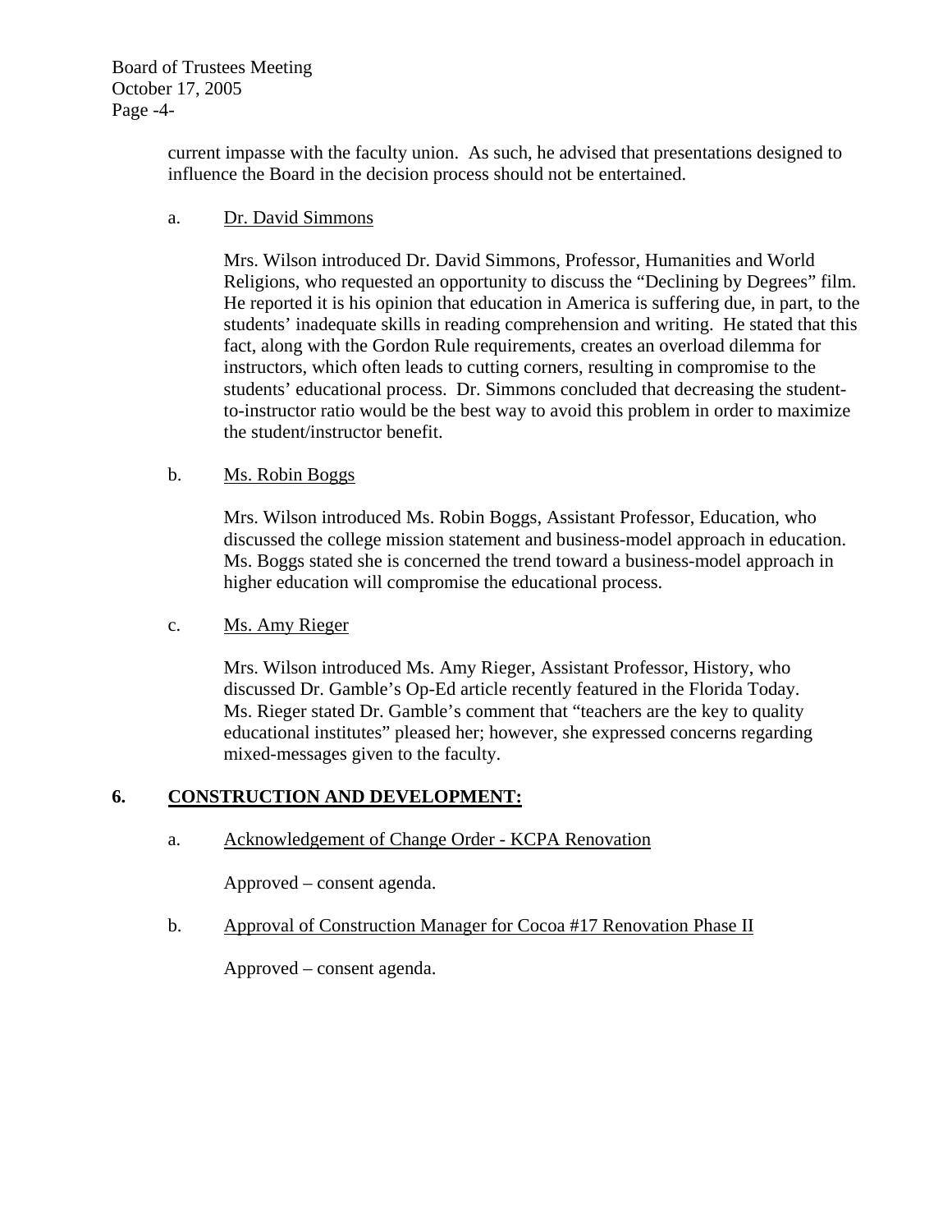current impasse with the faculty union. As such, he advised that presentations designed to influence the Board in the decision process should not be entertained.

a. Dr. David Simmons

Mrs. Wilson introduced Dr. David Simmons, Professor, Humanities and World Religions, who requested an opportunity to discuss the "Declining by Degrees" film. He reported it is his opinion that education in America is suffering due, in part, to the students' inadequate skills in reading comprehension and writing. He stated that this fact, along with the Gordon Rule requirements, creates an overload dilemma for instructors, which often leads to cutting corners, resulting in compromise to the students' educational process. Dr. Simmons concluded that decreasing the student-to-instructor ratio would be the best way to avoid this problem in order to maximize the student/instructor benefit.

b. Ms. Robin Boggs

Mrs. Wilson introduced Ms. Robin Boggs, Assistant Professor, Education, who discussed the college mission statement and business-model approach in education. Ms. Boggs stated she is concerned the trend toward a business-model approach in higher education will compromise the educational process.

c. Ms. Amy Rieger

Mrs. Wilson introduced Ms. Amy Rieger, Assistant Professor, History, who discussed Dr. Gamble's Op-Ed article recently featured in the Florida Today. Ms. Rieger stated Dr. Gamble's comment that "teachers are the key to quality educational institutes" pleased her; however, she expressed concerns regarding mixed-messages given to the faculty.

## 6. CONSTRUCTION AND DEVELOPMENT:

a. Acknowledgement of Change Order - KCPA Renovation

Approved – consent agenda.

b. Approval of Construction Manager for Cocoa #17 Renovation Phase II

Approved – consent agenda.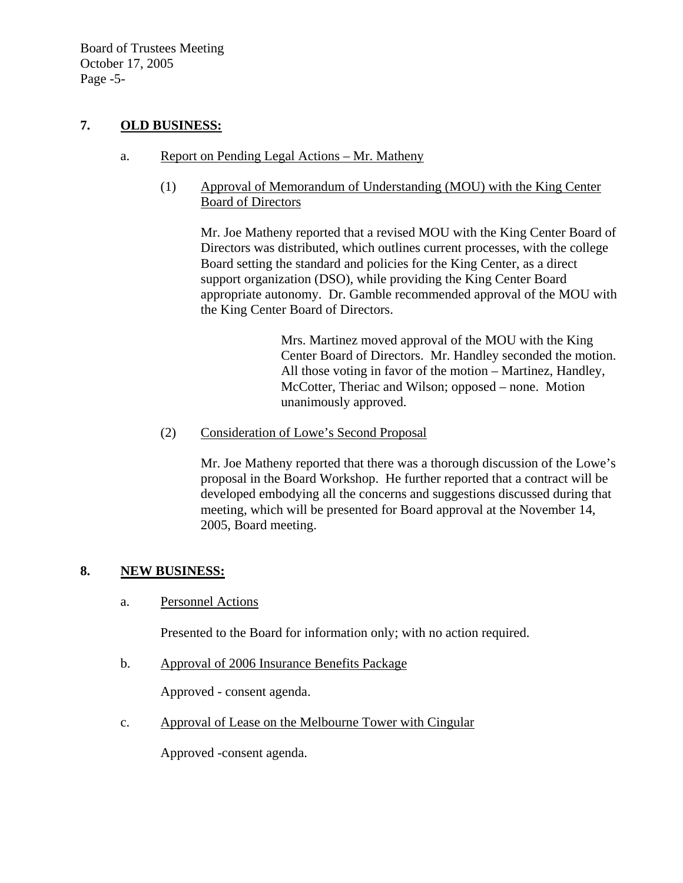## 7. OLD BUSINESS:

a. Report on Pending Legal Actions – Mr. Matheny

(1) Approval of Memorandum of Understanding (MOU) with the King Center Board of Directors

Mr. Joe Matheny reported that a revised MOU with the King Center Board of Directors was distributed, which outlines current processes, with the college Board setting the standard and policies for the King Center, as a direct support organization (DSO), while providing the King Center Board appropriate autonomy. Dr. Gamble recommended approval of the MOU with the King Center Board of Directors.

> Mrs. Martinez moved approval of the MOU with the King Center Board of Directors. Mr. Handley seconded the motion. All those voting in favor of the motion – Martinez, Handley, McCotter, Theriac and Wilson; opposed – none. Motion unanimously approved.

(2) Consideration of Lowe's Second Proposal

Mr. Joe Matheny reported that there was a thorough discussion of the Lowe's proposal in the Board Workshop. He further reported that a contract will be developed embodying all the concerns and suggestions discussed during that meeting, which will be presented for Board approval at the November 14, 2005, Board meeting.

## 8. NEW BUSINESS:

a. Personnel Actions

Presented to the Board for information only; with no action required.

b. Approval of 2006 Insurance Benefits Package

Approved - consent agenda.

c. Approval of Lease on the Melbourne Tower with Cingular

Approved -consent agenda.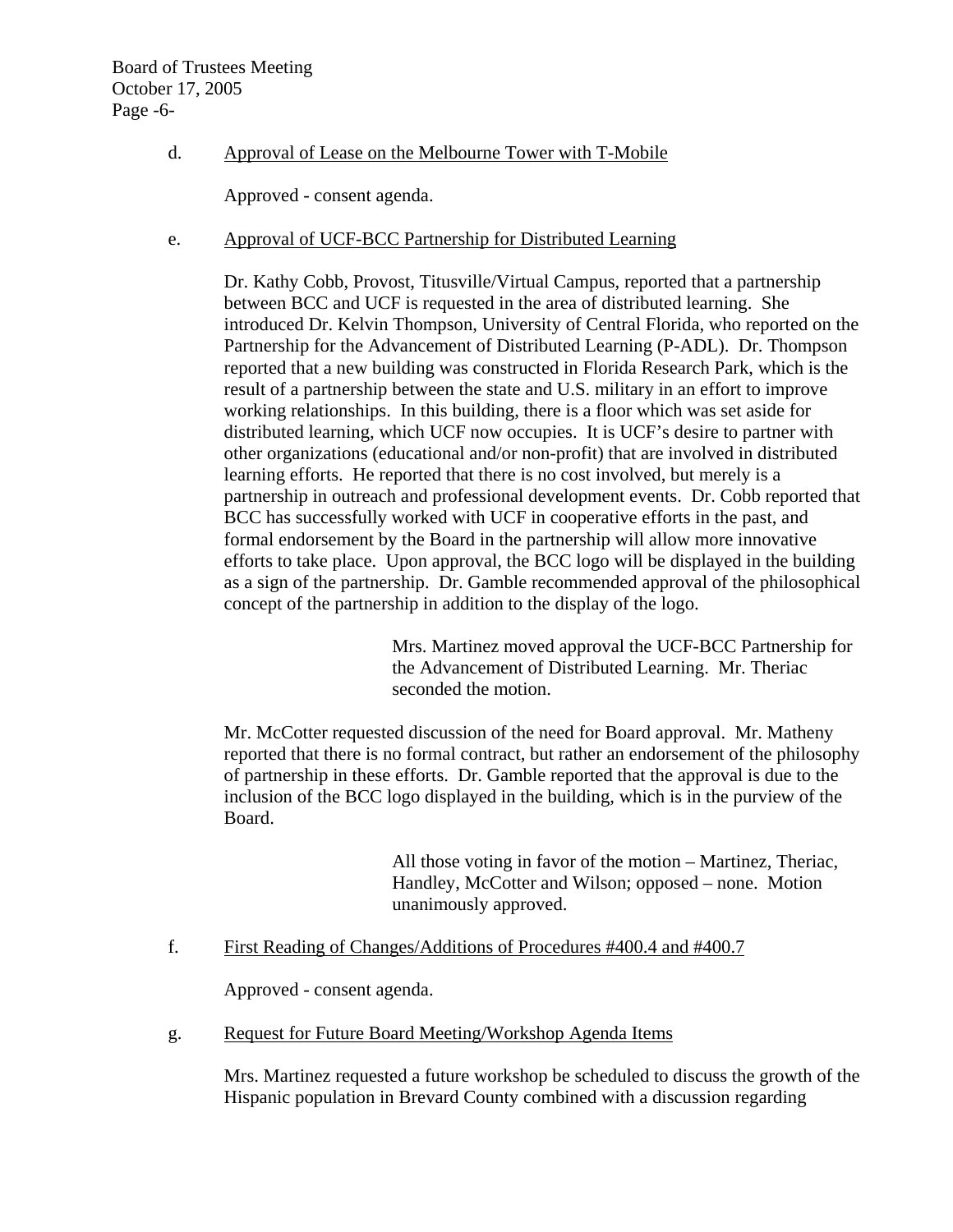d. Approval of Lease on the Melbourne Tower with T-Mobile

Approved - consent agenda.

e. Approval of UCF-BCC Partnership for Distributed Learning

Dr. Kathy Cobb, Provost, Titusville/Virtual Campus, reported that a partnership between BCC and UCF is requested in the area of distributed learning. She introduced Dr. Kelvin Thompson, University of Central Florida, who reported on the Partnership for the Advancement of Distributed Learning (P-ADL). Dr. Thompson reported that a new building was constructed in Florida Research Park, which is the result of a partnership between the state and U.S. military in an effort to improve working relationships. In this building, there is a floor which was set aside for distributed learning, which UCF now occupies. It is UCF's desire to partner with other organizations (educational and/or non-profit) that are involved in distributed learning efforts. He reported that there is no cost involved, but merely is a partnership in outreach and professional development events. Dr. Cobb reported that BCC has successfully worked with UCF in cooperative efforts in the past, and formal endorsement by the Board in the partnership will allow more innovative efforts to take place. Upon approval, the BCC logo will be displayed in the building as a sign of the partnership. Dr. Gamble recommended approval of the philosophical concept of the partnership in addition to the display of the logo.

> Mrs. Martinez moved approval the UCF-BCC Partnership for the Advancement of Distributed Learning. Mr. Theriac seconded the motion.

Mr. McCotter requested discussion of the need for Board approval. Mr. Matheny reported that there is no formal contract, but rather an endorsement of the philosophy of partnership in these efforts. Dr. Gamble reported that the approval is due to the inclusion of the BCC logo displayed in the building, which is in the purview of the Board.

> All those voting in favor of the motion – Martinez, Theriac, Handley, McCotter and Wilson; opposed – none. Motion unanimously approved.

f. First Reading of Changes/Additions of Procedures #400.4 and #400.7

Approved - consent agenda.

g. Request for Future Board Meeting/Workshop Agenda Items

Mrs. Martinez requested a future workshop be scheduled to discuss the growth of the Hispanic population in Brevard County combined with a discussion regarding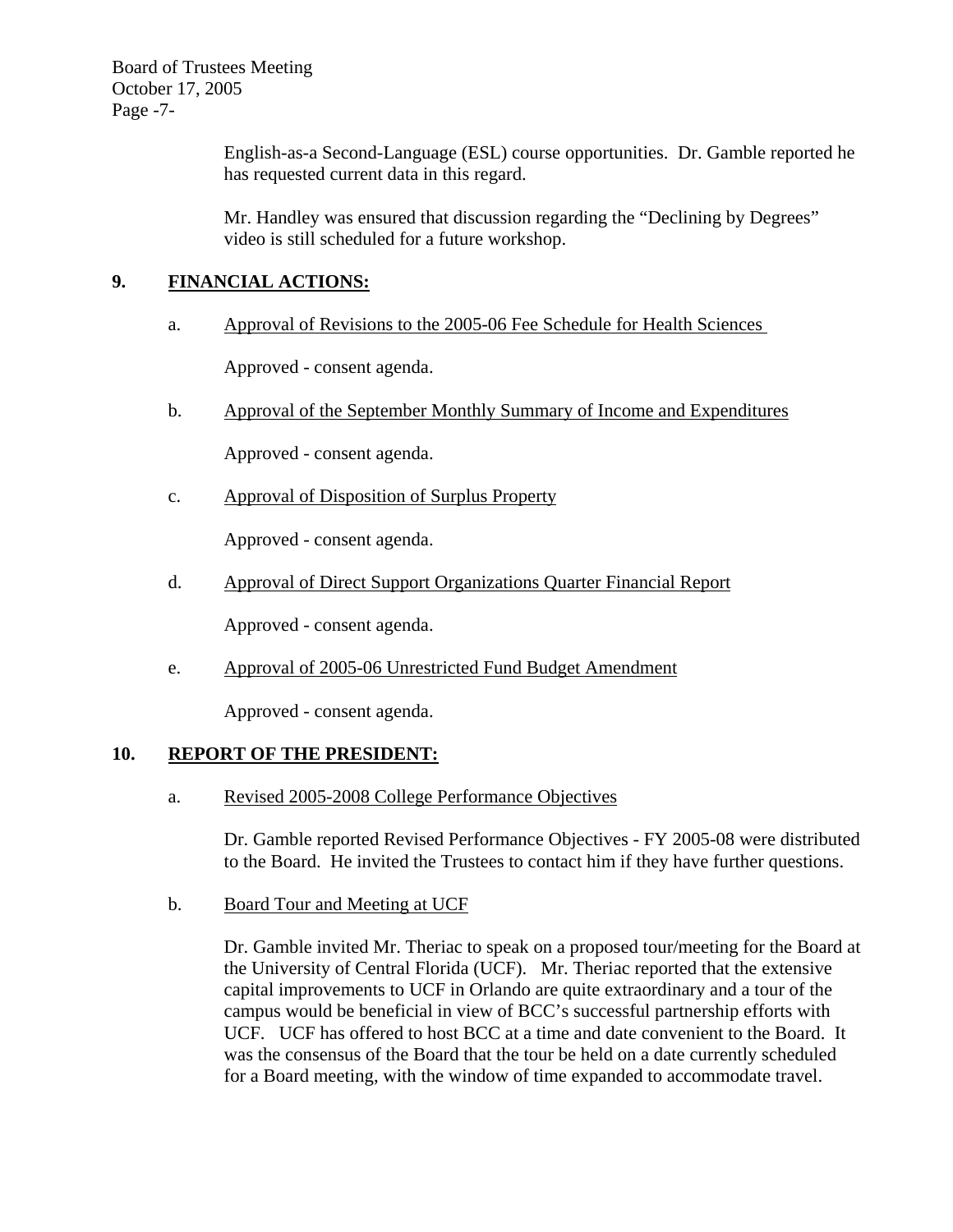English-as-a Second-Language (ESL) course opportunities. Dr. Gamble reported he has requested current data in this regard.

Mr. Handley was ensured that discussion regarding the "Declining by Degrees" video is still scheduled for a future workshop.

## 9. FINANCIAL ACTIONS:

a. Approval of Revisions to the 2005-06 Fee Schedule for Health Sciences

Approved - consent agenda.

b. Approval of the September Monthly Summary of Income and Expenditures

Approved - consent agenda.

c. Approval of Disposition of Surplus Property

Approved - consent agenda.

d. Approval of Direct Support Organizations Quarter Financial Report

Approved - consent agenda.

e. Approval of 2005-06 Unrestricted Fund Budget Amendment

Approved - consent agenda.

## 10. REPORT OF THE PRESIDENT:

a. Revised 2005-2008 College Performance Objectives

Dr. Gamble reported Revised Performance Objectives - FY 2005-08 were distributed to the Board. He invited the Trustees to contact him if they have further questions.

b. Board Tour and Meeting at UCF

Dr. Gamble invited Mr. Theriac to speak on a proposed tour/meeting for the Board at the University of Central Florida (UCF). Mr. Theriac reported that the extensive capital improvements to UCF in Orlando are quite extraordinary and a tour of the campus would be beneficial in view of BCC's successful partnership efforts with UCF. UCF has offered to host BCC at a time and date convenient to the Board. It was the consensus of the Board that the tour be held on a date currently scheduled for a Board meeting, with the window of time expanded to accommodate travel.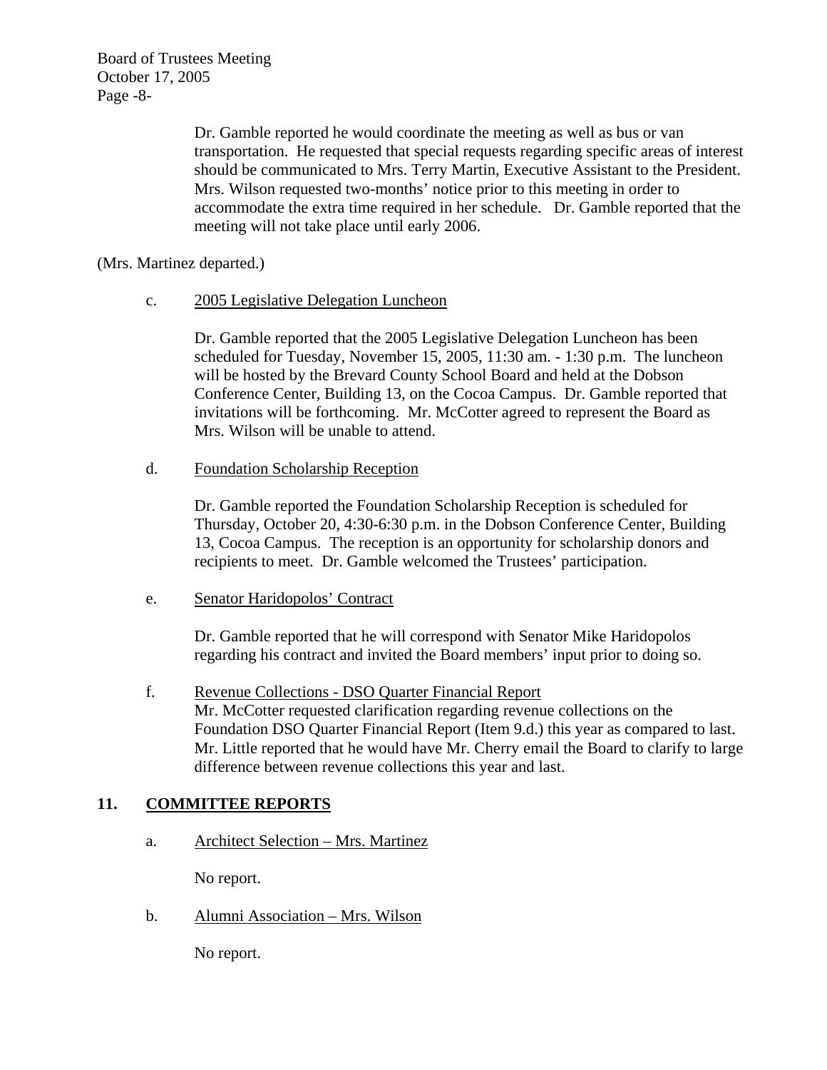Dr. Gamble reported he would coordinate the meeting as well as bus or van transportation. He requested that special requests regarding specific areas of interest should be communicated to Mrs. Terry Martin, Executive Assistant to the President. Mrs. Wilson requested two-months' notice prior to this meeting in order to accommodate the extra time required in her schedule. Dr. Gamble reported that the meeting will not take place until early 2006.

(Mrs. Martinez departed.)

c. 2005 Legislative Delegation Luncheon

Dr. Gamble reported that the 2005 Legislative Delegation Luncheon has been scheduled for Tuesday, November 15, 2005, 11:30 am. - 1:30 p.m. The luncheon will be hosted by the Brevard County School Board and held at the Dobson Conference Center, Building 13, on the Cocoa Campus. Dr. Gamble reported that invitations will be forthcoming. Mr. McCotter agreed to represent the Board as Mrs. Wilson will be unable to attend.

d. Foundation Scholarship Reception

Dr. Gamble reported the Foundation Scholarship Reception is scheduled for Thursday, October 20, 4:30-6:30 p.m. in the Dobson Conference Center, Building 13, Cocoa Campus. The reception is an opportunity for scholarship donors and recipients to meet. Dr. Gamble welcomed the Trustees' participation.

e. Senator Haridopolos' Contract

Dr. Gamble reported that he will correspond with Senator Mike Haridopolos regarding his contract and invited the Board members' input prior to doing so.

f. Revenue Collections - DSO Quarter Financial Report

Mr. McCotter requested clarification regarding revenue collections on the Foundation DSO Quarter Financial Report (Item 9.d.) this year as compared to last. Mr. Little reported that he would have Mr. Cherry email the Board to clarify to large difference between revenue collections this year and last.

## 11. COMMITTEE REPORTS

a. Architect Selection – Mrs. Martinez

No report.

b. Alumni Association – Mrs. Wilson

No report.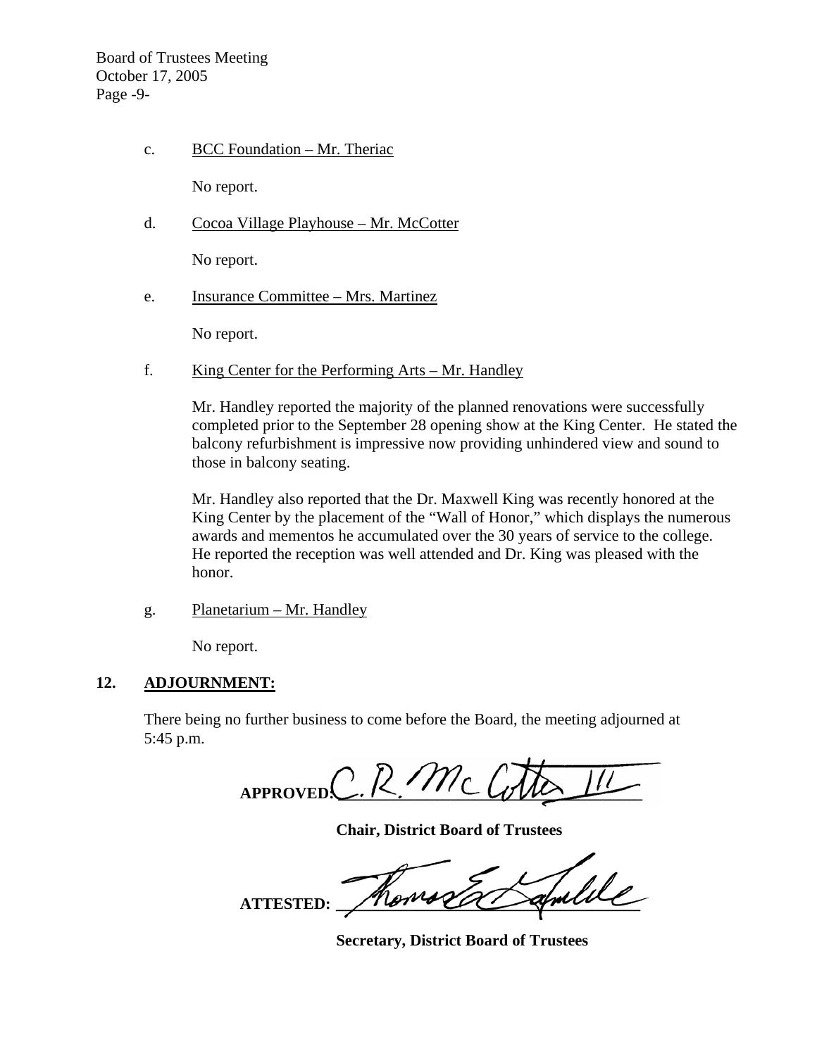c. <u>BCC Foundation – Mr. Theriac</u>

No report.

d. <u>Cocoa Village Playhouse – Mr. McCotter</u>

No report.

e. <u>Insurance Committee – Mrs. Martinez</u>

No report.

f. <u>King Center for the Performing Arts – Mr. Handley</u>

Mr. Handley reported the majority of the planned renovations were successfully completed prior to the September 28 opening show at the King Center. He stated the balcony refurbishment is impressive now providing unhindered view and sound to those in balcony seating.

Mr. Handley also reported that the Dr. Maxwell King was recently honored at the King Center by the placement of the "Wall of Honor," which displays the numerous awards and mementos he accumulated over the 30 years of service to the college. He reported the reception was well attended and Dr. King was pleased with the honor.

g. <u>Planetarium – Mr. Handley</u>

No report.

## 12. ADJOURNMENT:

There being no further business to come before the Board, the meeting adjourned at 5:45 p.m.

**APPROVED:** C. R. McCotter III

**Chair, District Board of Trustees**

**ATTESTED:** Thomas E. Lamblee

**Secretary, District Board of Trustees**